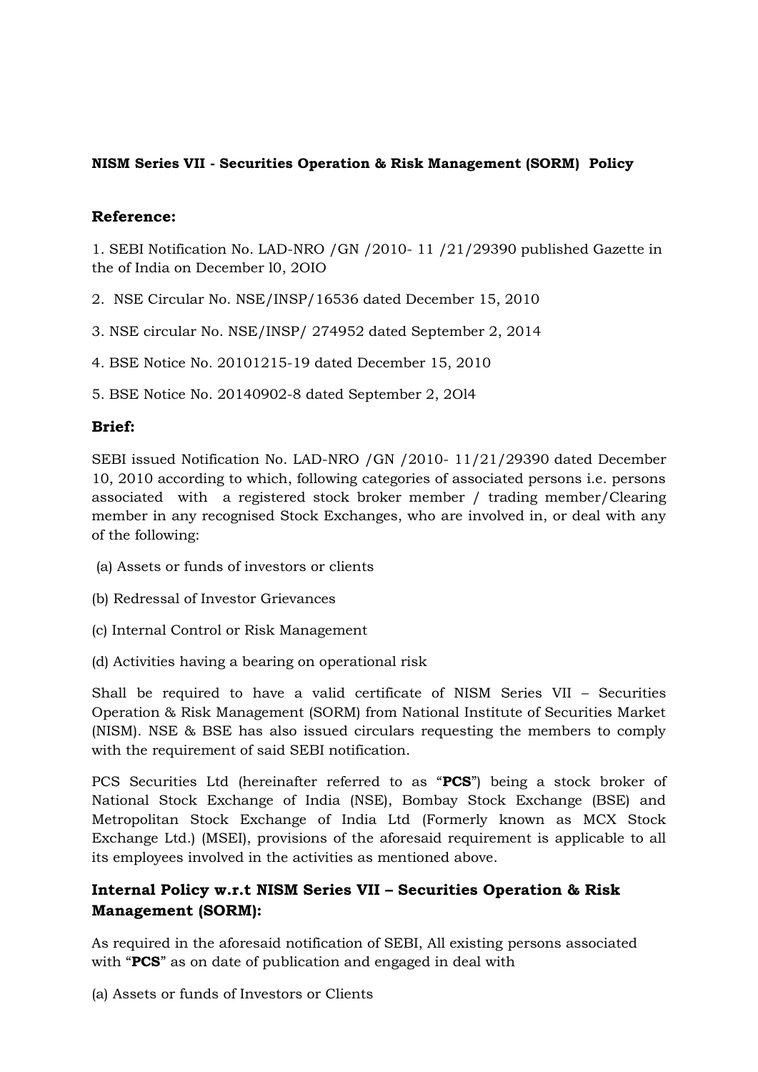**NISM Series VII - Securities Operation & Risk Management (SORM) Policy**

## Reference:

1. SEBI Notification No. LAD-NRO /GN /2010- 11 /21/29390 published Gazette in the of India on December l0, 2OIO

2. NSE Circular No. NSE/INSP/16536 dated December 15, 2010

3. NSE circular No. NSE/INSP/ 274952 dated September 2, 2014

4. BSE Notice No. 20101215-19 dated December 15, 2010

5. BSE Notice No. 20140902-8 dated September 2, 2Ol4

## Brief:

SEBI issued Notification No. LAD-NRO /GN /2010- 11/21/29390 dated December 10, 2010 according to which, following categories of associated persons i.e. persons associated with a registered stock broker member / trading member/Clearing member in any recognised Stock Exchanges, who are involved in, or deal with any of the following:

(a) Assets or funds of investors or clients

(b) Redressal of Investor Grievances

(c) Internal Control or Risk Management

(d) Activities having a bearing on operational risk

Shall be required to have a valid certificate of NISM Series VII – Securities Operation & Risk Management (SORM) from National Institute of Securities Market (NISM). NSE & BSE has also issued circulars requesting the members to comply with the requirement of said SEBI notification.

PCS Securities Ltd (hereinafter referred to as "**PCS**") being a stock broker of National Stock Exchange of India (NSE), Bombay Stock Exchange (BSE) and Metropolitan Stock Exchange of India Ltd (Formerly known as MCX Stock Exchange Ltd.) (MSEI), provisions of the aforesaid requirement is applicable to all its employees involved in the activities as mentioned above.

## Internal Policy w.r.t NISM Series VII – Securities Operation & Risk Management (SORM):

As required in the aforesaid notification of SEBI, All existing persons associated with "**PCS**" as on date of publication and engaged in deal with

(a) Assets or funds of Investors or Clients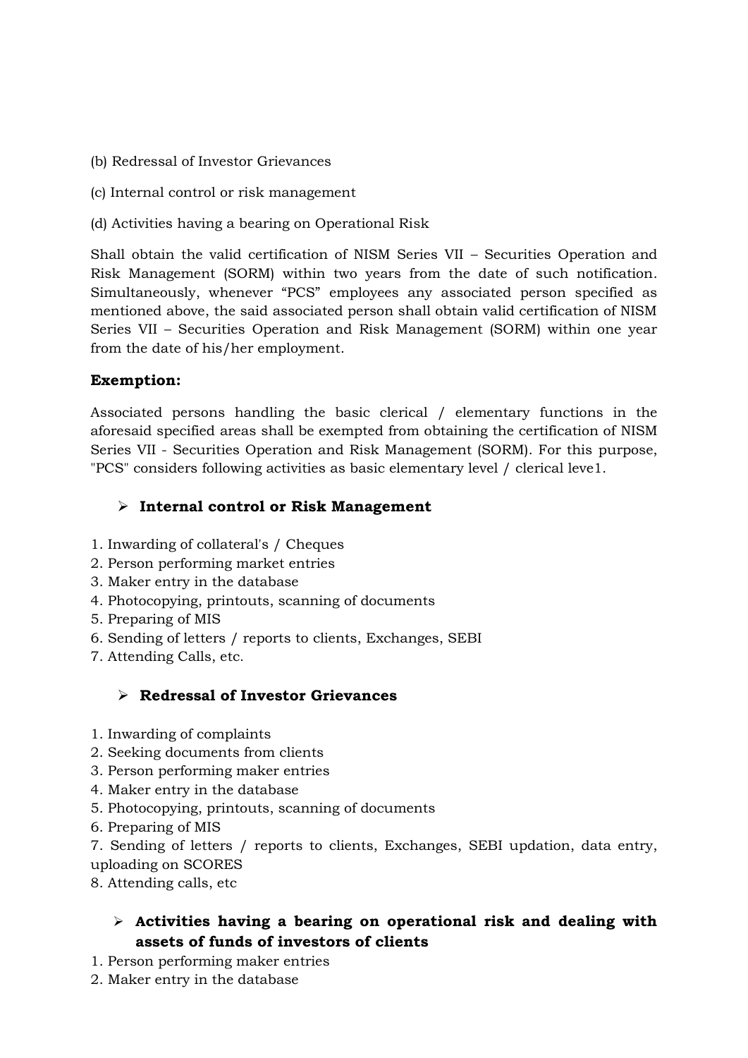(b) Redressal of Investor Grievances

(c) Internal control or risk management

(d) Activities having a bearing on Operational Risk

Shall obtain the valid certification of NISM Series VII – Securities Operation and Risk Management (SORM) within two years from the date of such notification. Simultaneously, whenever "PCS" employees any associated person specified as mentioned above, the said associated person shall obtain valid certification of NISM Series VII – Securities Operation and Risk Management (SORM) within one year from the date of his/her employment.

**Exemption:**

Associated persons handling the basic clerical / elementary functions in the aforesaid specified areas shall be exempted from obtaining the certification of NISM Series VII - Securities Operation and Risk Management (SORM). For this purpose, "PCS" considers following activities as basic elementary level / clerical leve1.

- **Internal control or Risk Management**

1. Inwarding of collateral's / Cheques
2. Person performing market entries
3. Maker entry in the database
4. Photocopying, printouts, scanning of documents
5. Preparing of MIS
6. Sending of letters / reports to clients, Exchanges, SEBI
7. Attending Calls, etc.

- **Redressal of Investor Grievances**

1. Inwarding of complaints
2. Seeking documents from clients
3. Person performing maker entries
4. Maker entry in the database
5. Photocopying, printouts, scanning of documents
6. Preparing of MIS
7. Sending of letters / reports to clients, Exchanges, SEBI updation, data entry, uploading on SCORES
8. Attending calls, etc

- **Activities having a bearing on operational risk and dealing with assets of funds of investors of clients**

1. Person performing maker entries
2. Maker entry in the database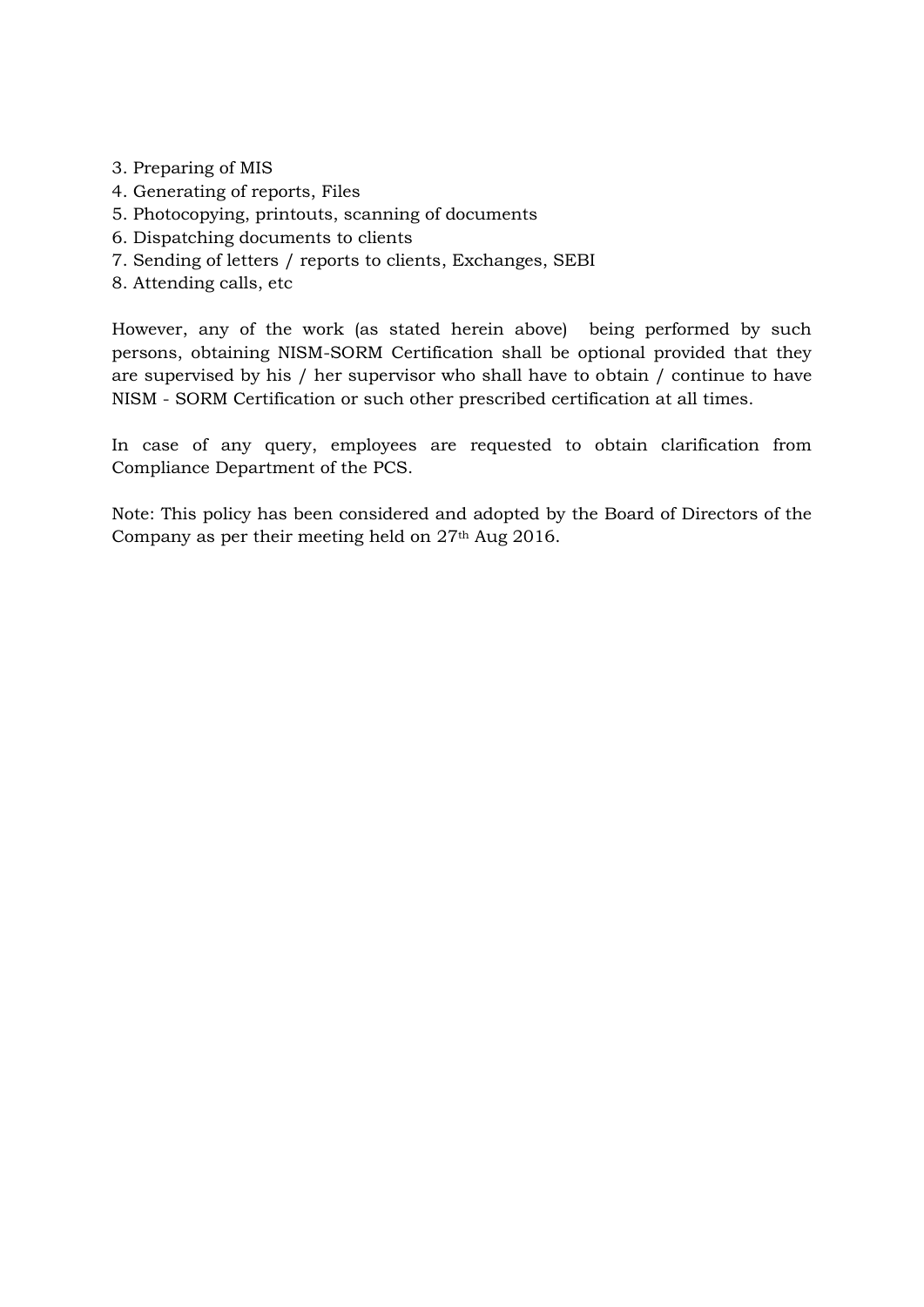3. Preparing of MIS
4. Generating of reports, Files
5. Photocopying, printouts, scanning of documents
6. Dispatching documents to clients
7. Sending of letters / reports to clients, Exchanges, SEBI
8. Attending calls, etc

However, any of the work (as stated herein above) being performed by such persons, obtaining NISM-SORM Certification shall be optional provided that they are supervised by his / her supervisor who shall have to obtain / continue to have NISM - SORM Certification or such other prescribed certification at all times.

In case of any query, employees are requested to obtain clarification from Compliance Department of the PCS.

Note: This policy has been considered and adopted by the Board of Directors of the Company as per their meeting held on 27th Aug 2016.